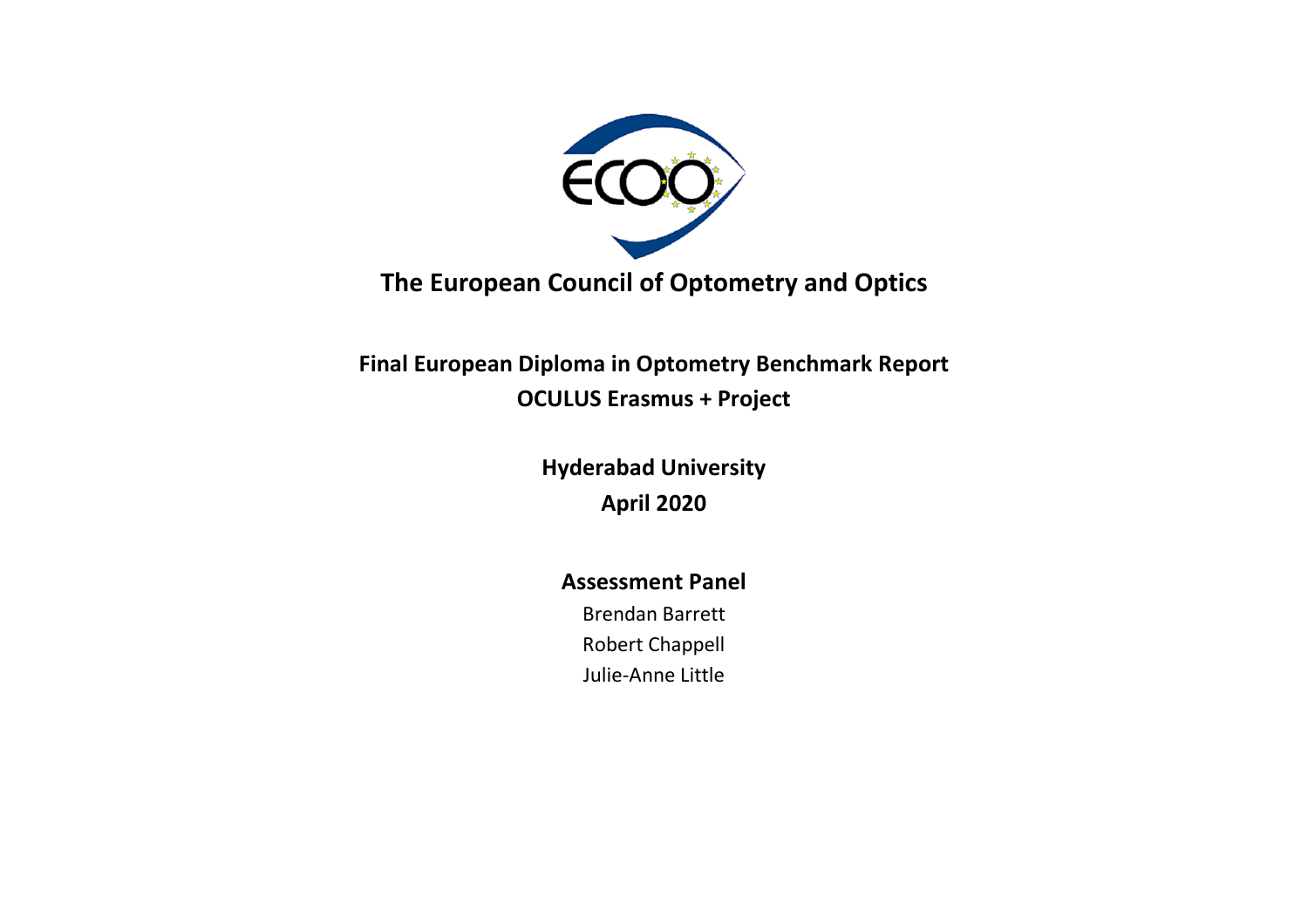# The European Council of Optometry and Optics

## Final European Diploma in Optometry Benchmark Report
## OCULUS Erasmus + Project

**Hyderabad University**

**April 2020**

### Assessment Panel

Brendan Barrett

Robert Chappell

Julie-Anne Little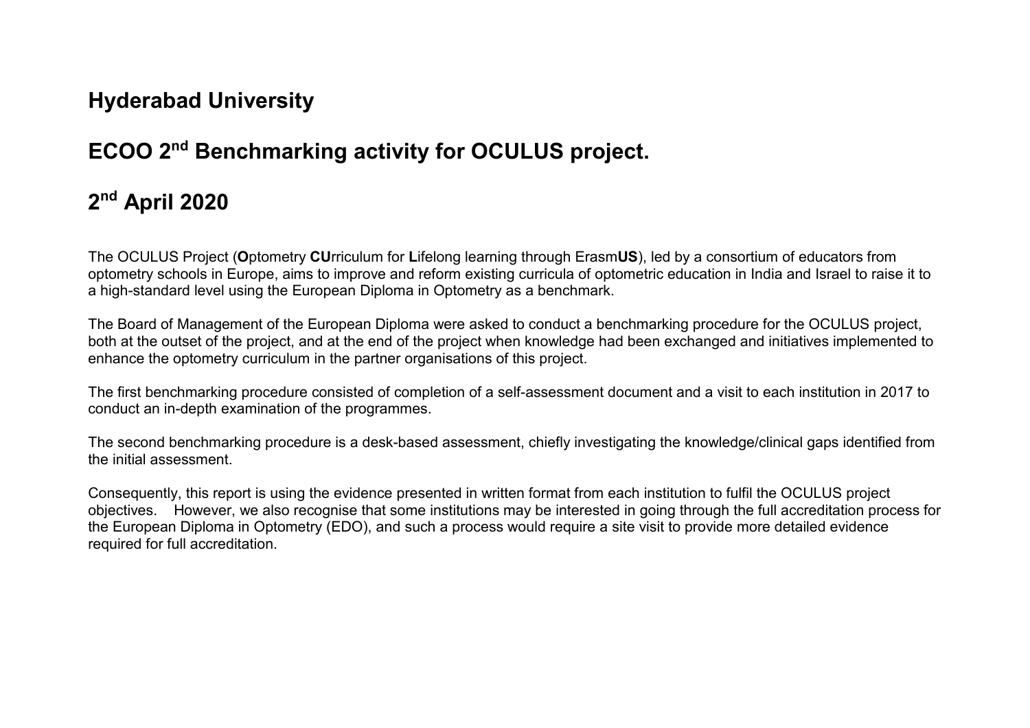# Hyderabad University

# ECOO 2nd Benchmarking activity for OCULUS project.

# 2nd April 2020

The OCULUS Project (**O**ptometry **CU**rriculum for **L**ifelong learning through Erasm**US**), led by a consortium of educators from optometry schools in Europe, aims to improve and reform existing curricula of optometric education in India and Israel to raise it to a high-standard level using the European Diploma in Optometry as a benchmark.

The Board of Management of the European Diploma were asked to conduct a benchmarking procedure for the OCULUS project, both at the outset of the project, and at the end of the project when knowledge had been exchanged and initiatives implemented to enhance the optometry curriculum in the partner organisations of this project.

The first benchmarking procedure consisted of completion of a self-assessment document and a visit to each institution in 2017 to conduct an in-depth examination of the programmes.

The second benchmarking procedure is a desk-based assessment, chiefly investigating the knowledge/clinical gaps identified from the initial assessment.

Consequently, this report is using the evidence presented in written format from each institution to fulfil the OCULUS project objectives. However, we also recognise that some institutions may be interested in going through the full accreditation process for the European Diploma in Optometry (EDO), and such a process would require a site visit to provide more detailed evidence required for full accreditation.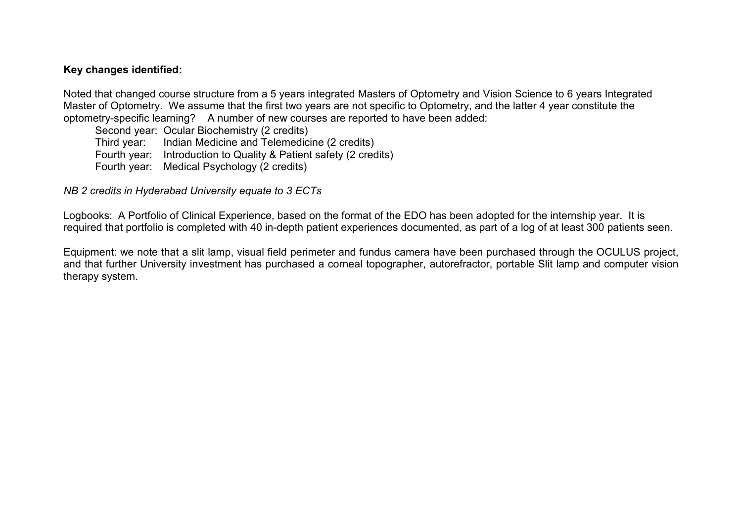**Key changes identified:**

Noted that changed course structure from a 5 years integrated Masters of Optometry and Vision Science to 6 years Integrated Master of Optometry. We assume that the first two years are not specific to Optometry, and the latter 4 year constitute the optometry-specific learning? A number of new courses are reported to have been added:

- Second year: Ocular Biochemistry (2 credits)
- Third year: Indian Medicine and Telemedicine (2 credits)
- Fourth year: Introduction to Quality & Patient safety (2 credits)
- Fourth year: Medical Psychology (2 credits)

*NB 2 credits in Hyderabad University equate to 3 ECTs*

Logbooks: A Portfolio of Clinical Experience, based on the format of the EDO has been adopted for the internship year. It is required that portfolio is completed with 40 in-depth patient experiences documented, as part of a log of at least 300 patients seen.

Equipment: we note that a slit lamp, visual field perimeter and fundus camera have been purchased through the OCULUS project, and that further University investment has purchased a corneal topographer, autorefractor, portable Slit lamp and computer vision therapy system.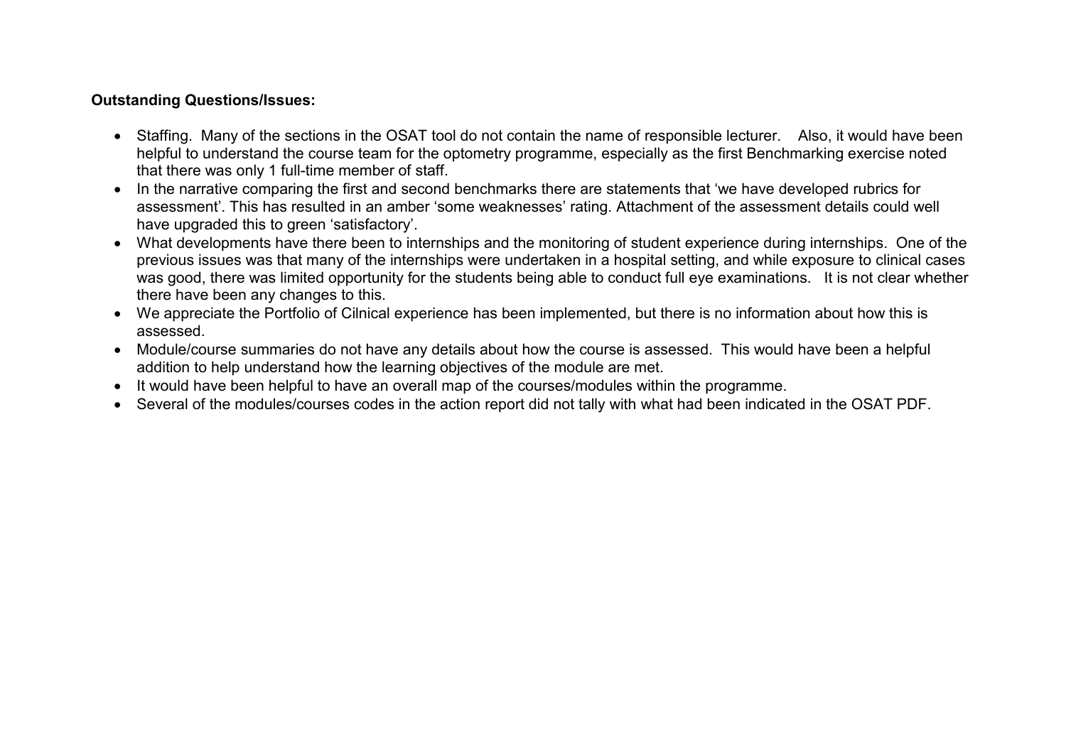**Outstanding Questions/Issues:**

- Staffing. Many of the sections in the OSAT tool do not contain the name of responsible lecturer. Also, it would have been helpful to understand the course team for the optometry programme, especially as the first Benchmarking exercise noted that there was only 1 full-time member of staff.
- In the narrative comparing the first and second benchmarks there are statements that 'we have developed rubrics for assessment'. This has resulted in an amber 'some weaknesses' rating. Attachment of the assessment details could well have upgraded this to green 'satisfactory'.
- What developments have there been to internships and the monitoring of student experience during internships. One of the previous issues was that many of the internships were undertaken in a hospital setting, and while exposure to clinical cases was good, there was limited opportunity for the students being able to conduct full eye examinations. It is not clear whether there have been any changes to this.
- We appreciate the Portfolio of Cilnical experience has been implemented, but there is no information about how this is assessed.
- Module/course summaries do not have any details about how the course is assessed. This would have been a helpful addition to help understand how the learning objectives of the module are met.
- It would have been helpful to have an overall map of the courses/modules within the programme.
- Several of the modules/courses codes in the action report did not tally with what had been indicated in the OSAT PDF.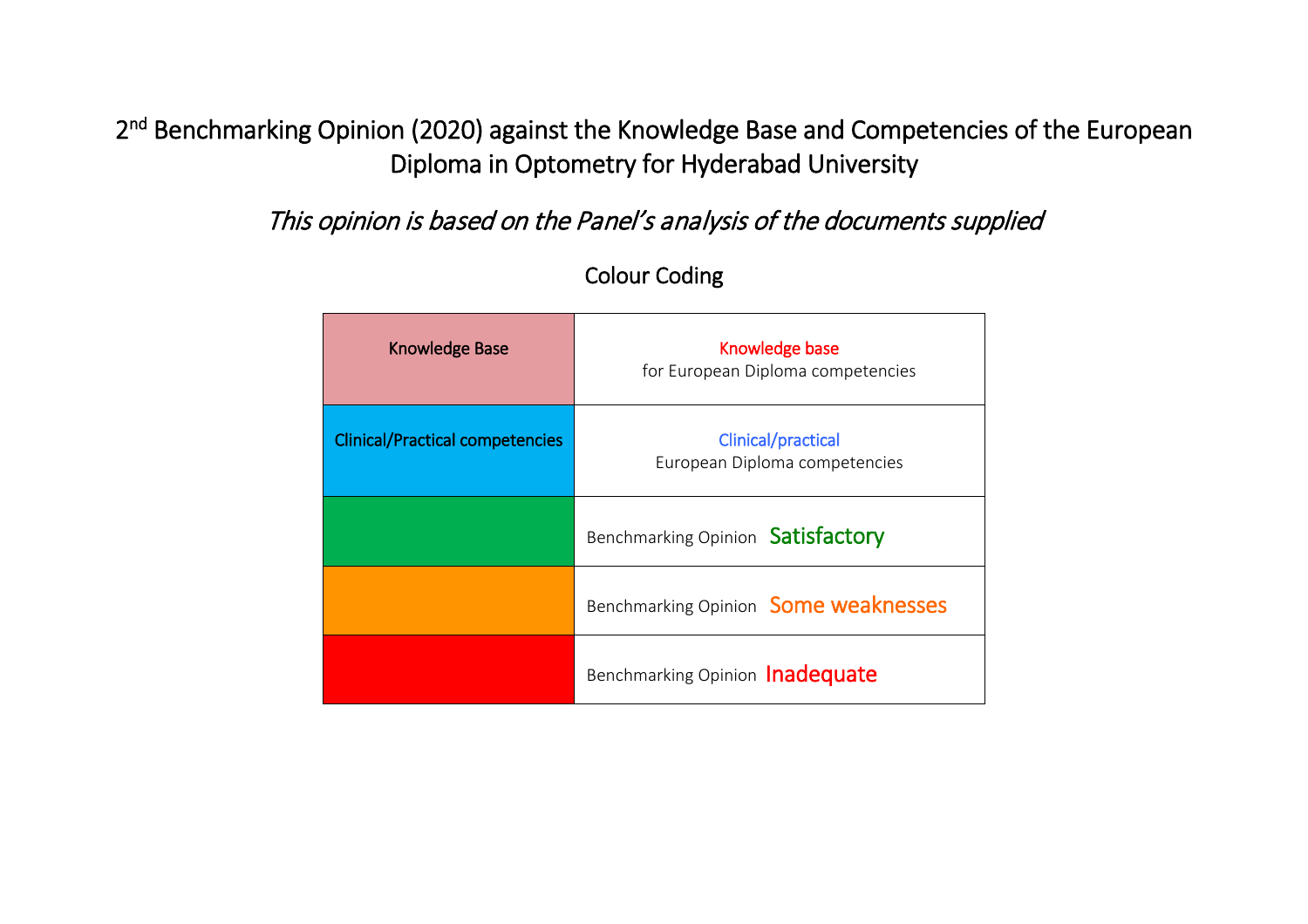# 2nd Benchmarking Opinion (2020) against the Knowledge Base and Competencies of the European Diploma in Optometry for Hyderabad University

*This opinion is based on the Panel's analysis of the documents supplied*

Colour Coding

| | |
|---|---|
| Knowledge Base | Knowledge base for European Diploma competencies |
| Clinical/Practical competencies | Clinical/practical European Diploma competencies |
| | Benchmarking Opinion Satisfactory |
| | Benchmarking Opinion Some weaknesses |
| | Benchmarking Opinion Inadequate |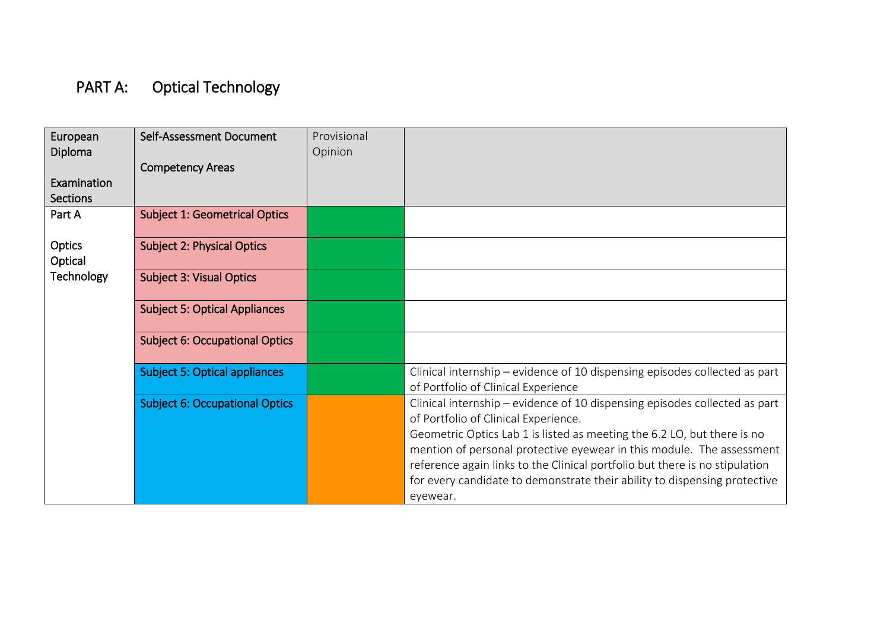# PART A: Optical Technology

| European Diploma<br><br>Examination Sections | Self-Assessment Document<br><br>Competency Areas | Provisional Opinion | |
|---|---|---|---|
| Part A<br><br>Optics Optical Technology | Subject 1: Geometrical Optics | | |
| | Subject 2: Physical Optics | | |
| | Subject 3: Visual Optics | | |
| | Subject 5: Optical Appliances | | |
| | Subject 6: Occupational Optics | | |
| | Subject 5: Optical appliances | | Clinical internship – evidence of 10 dispensing episodes collected as part of Portfolio of Clinical Experience |
| | Subject 6: Occupational Optics | | Clinical internship – evidence of 10 dispensing episodes collected as part of Portfolio of Clinical Experience.<br>Geometric Optics Lab 1 is listed as meeting the 6.2 LO, but there is no mention of personal protective eyewear in this module. The assessment reference again links to the Clinical portfolio but there is no stipulation for every candidate to demonstrate their ability to dispensing protective eyewear. |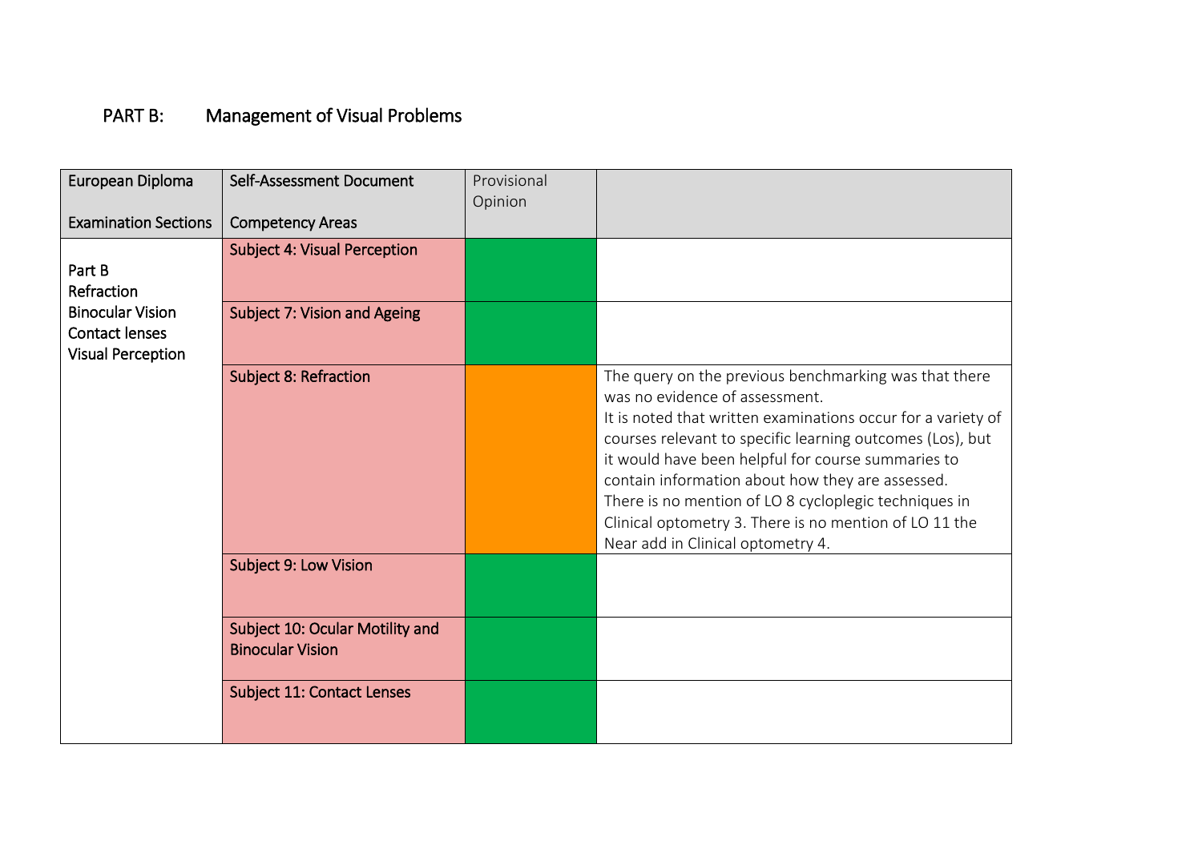# PART B: Management of Visual Problems

| European Diploma Examination Sections | Self-Assessment Document Competency Areas | Provisional Opinion | |
|---|---|---|---|
| Part B Refraction Binocular Vision Contact lenses Visual Perception | Subject 4: Visual Perception | | |
| | Subject 7: Vision and Ageing | | |
| | Subject 8: Refraction | | The query on the previous benchmarking was that there was no evidence of assessment. It is noted that written examinations occur for a variety of courses relevant to specific learning outcomes (Los), but it would have been helpful for course summaries to contain information about how they are assessed. There is no mention of LO 8 cycloplegic techniques in Clinical optometry 3. There is no mention of LO 11 the Near add in Clinical optometry 4. |
| | Subject 9: Low Vision | | |
| | Subject 10: Ocular Motility and Binocular Vision | | |
| | Subject 11: Contact Lenses | | |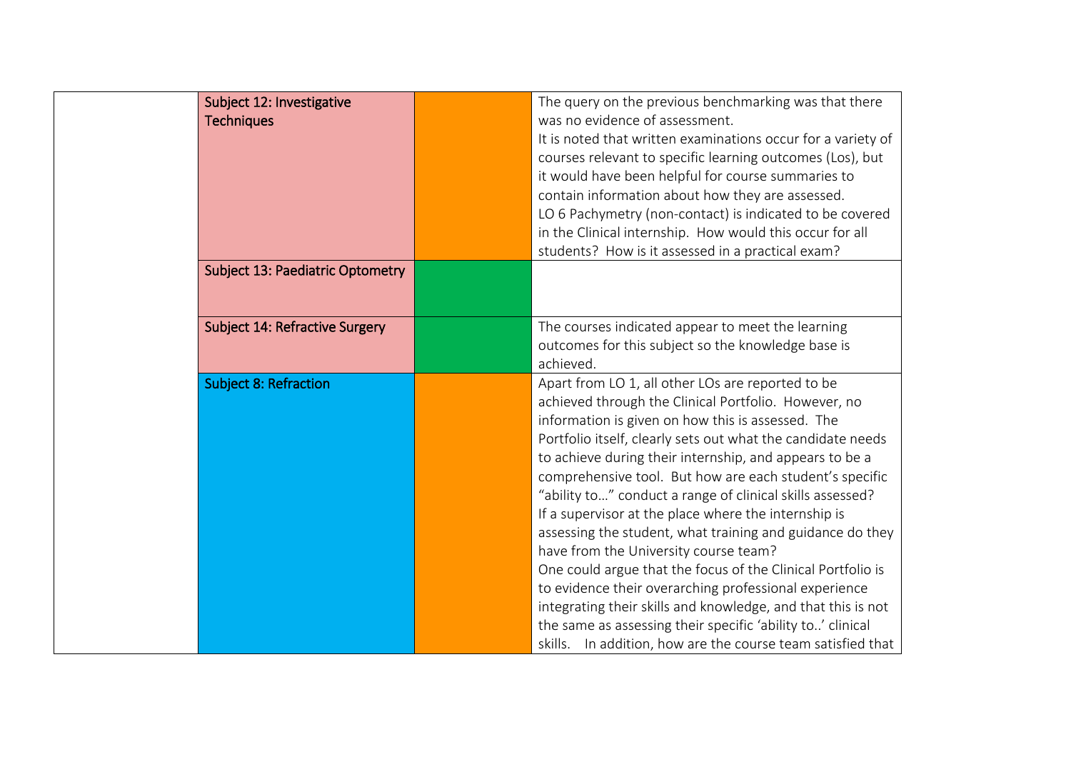|  |  |  |  |
|---|---|---|---|
|  | Subject 12: Investigative Techniques |  | The query on the previous benchmarking was that there was no evidence of assessment.<br>It is noted that written examinations occur for a variety of courses relevant to specific learning outcomes (Los), but it would have been helpful for course summaries to contain information about how they are assessed.<br>LO 6 Pachymetry (non-contact) is indicated to be covered in the Clinical internship. How would this occur for all students? How is it assessed in a practical exam? |
|  | Subject 13: Paediatric Optometry |  |  |
|  | Subject 14: Refractive Surgery |  | The courses indicated appear to meet the learning outcomes for this subject so the knowledge base is achieved. |
|  | Subject 8: Refraction |  | Apart from LO 1, all other LOs are reported to be achieved through the Clinical Portfolio. However, no information is given on how this is assessed. The Portfolio itself, clearly sets out what the candidate needs to achieve during their internship, and appears to be a comprehensive tool. But how are each student's specific "ability to…" conduct a range of clinical skills assessed? If a supervisor at the place where the internship is assessing the student, what training and guidance do they have from the University course team?<br>One could argue that the focus of the Clinical Portfolio is to evidence their overarching professional experience integrating their skills and knowledge, and that this is not the same as assessing their specific 'ability to..' clinical skills. In addition, how are the course team satisfied that |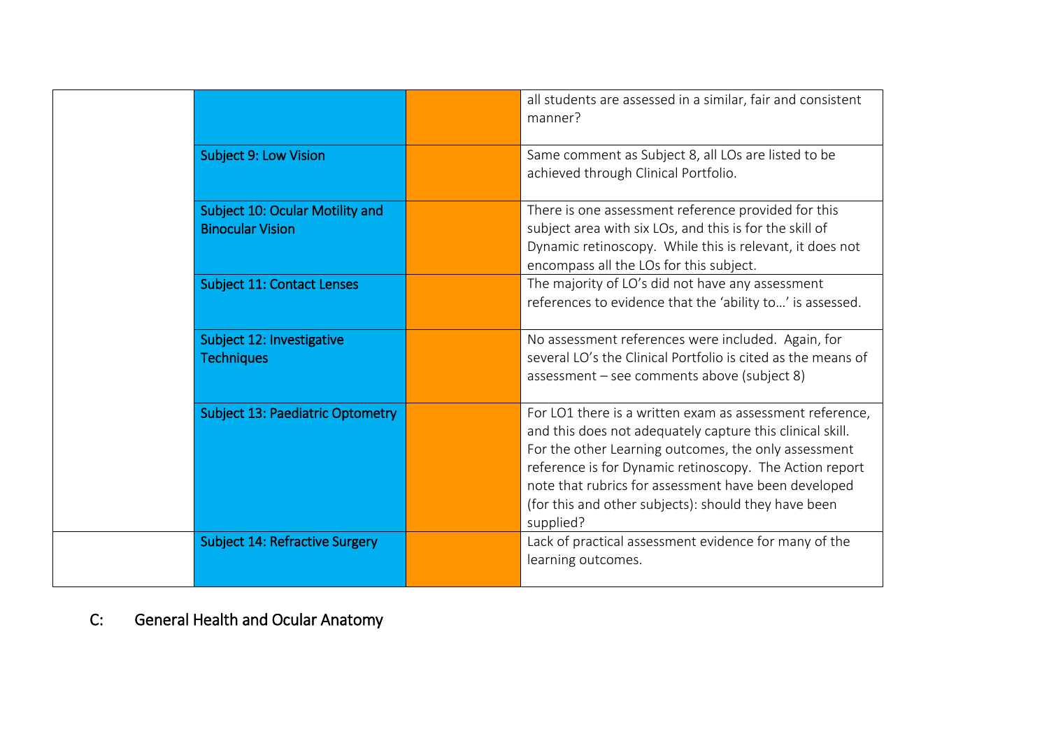| | | | |
|---|---|---|---|
| | | | all students are assessed in a similar, fair and consistent manner? |
| | Subject 9: Low Vision | | Same comment as Subject 8, all LOs are listed to be achieved through Clinical Portfolio. |
| | Subject 10: Ocular Motility and Binocular Vision | | There is one assessment reference provided for this subject area with six LOs, and this is for the skill of Dynamic retinoscopy. While this is relevant, it does not encompass all the LOs for this subject. |
| | Subject 11: Contact Lenses | | The majority of LO's did not have any assessment references to evidence that the 'ability to…' is assessed. |
| | Subject 12: Investigative Techniques | | No assessment references were included. Again, for several LO's the Clinical Portfolio is cited as the means of assessment – see comments above (subject 8) |
| | Subject 13: Paediatric Optometry | | For LO1 there is a written exam as assessment reference, and this does not adequately capture this clinical skill. For the other Learning outcomes, the only assessment reference is for Dynamic retinoscopy. The Action report note that rubrics for assessment have been developed (for this and other subjects): should they have been supplied? |
| | Subject 14: Refractive Surgery | | Lack of practical assessment evidence for many of the learning outcomes. |

## C: General Health and Ocular Anatomy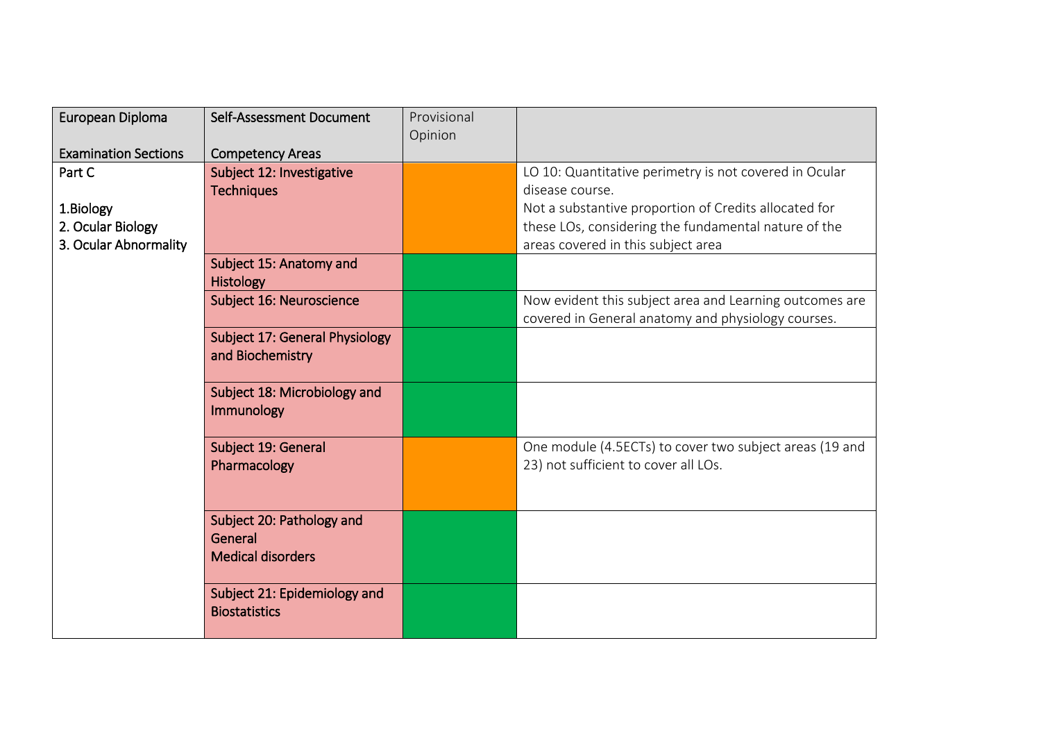| European Diploma<br><br>Examination Sections | Self-Assessment Document<br><br>Competency Areas | Provisional Opinion | |
|---|---|---|---|
| Part C<br><br>1.Biology<br>2. Ocular Biology<br>3. Ocular Abnormality | Subject 12: Investigative Techniques | | LO 10: Quantitative perimetry is not covered in Ocular disease course.<br>Not a substantive proportion of Credits allocated for these LOs, considering the fundamental nature of the areas covered in this subject area |
| | Subject 15: Anatomy and Histology | | |
| | Subject 16: Neuroscience | | Now evident this subject area and Learning outcomes are covered in General anatomy and physiology courses. |
| | Subject 17: General Physiology and Biochemistry | | |
| | Subject 18: Microbiology and Immunology | | |
| | Subject 19: General Pharmacology | | One module (4.5ECTs) to cover two subject areas (19 and 23) not sufficient to cover all LOs. |
| | Subject 20: Pathology and General Medical disorders | | |
| | Subject 21: Epidemiology and Biostatistics | | |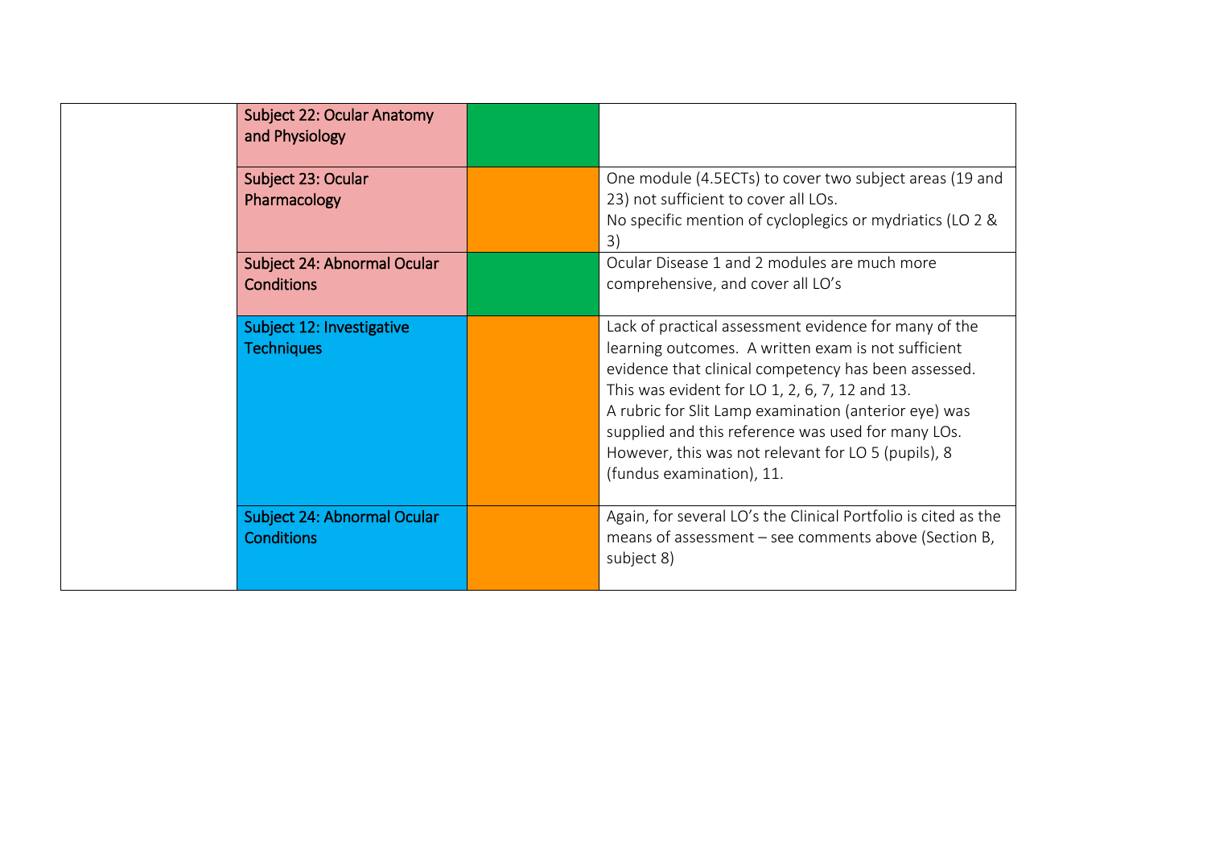| | | | |
|---|---|---|---|
| | Subject 22: Ocular Anatomy and Physiology | | |
| | Subject 23: Ocular Pharmacology | | One module (4.5ECTs) to cover two subject areas (19 and 23) not sufficient to cover all LOs.<br>No specific mention of cycloplegics or mydriatics (LO 2 & 3) |
| | Subject 24: Abnormal Ocular Conditions | | Ocular Disease 1 and 2 modules are much more comprehensive, and cover all LO's |
| | Subject 12: Investigative Techniques | | Lack of practical assessment evidence for many of the learning outcomes. A written exam is not sufficient evidence that clinical competency has been assessed. This was evident for LO 1, 2, 6, 7, 12 and 13.<br>A rubric for Slit Lamp examination (anterior eye) was supplied and this reference was used for many LOs. However, this was not relevant for LO 5 (pupils), 8 (fundus examination), 11. |
| | Subject 24: Abnormal Ocular Conditions | | Again, for several LO's the Clinical Portfolio is cited as the means of assessment – see comments above (Section B, subject 8) |